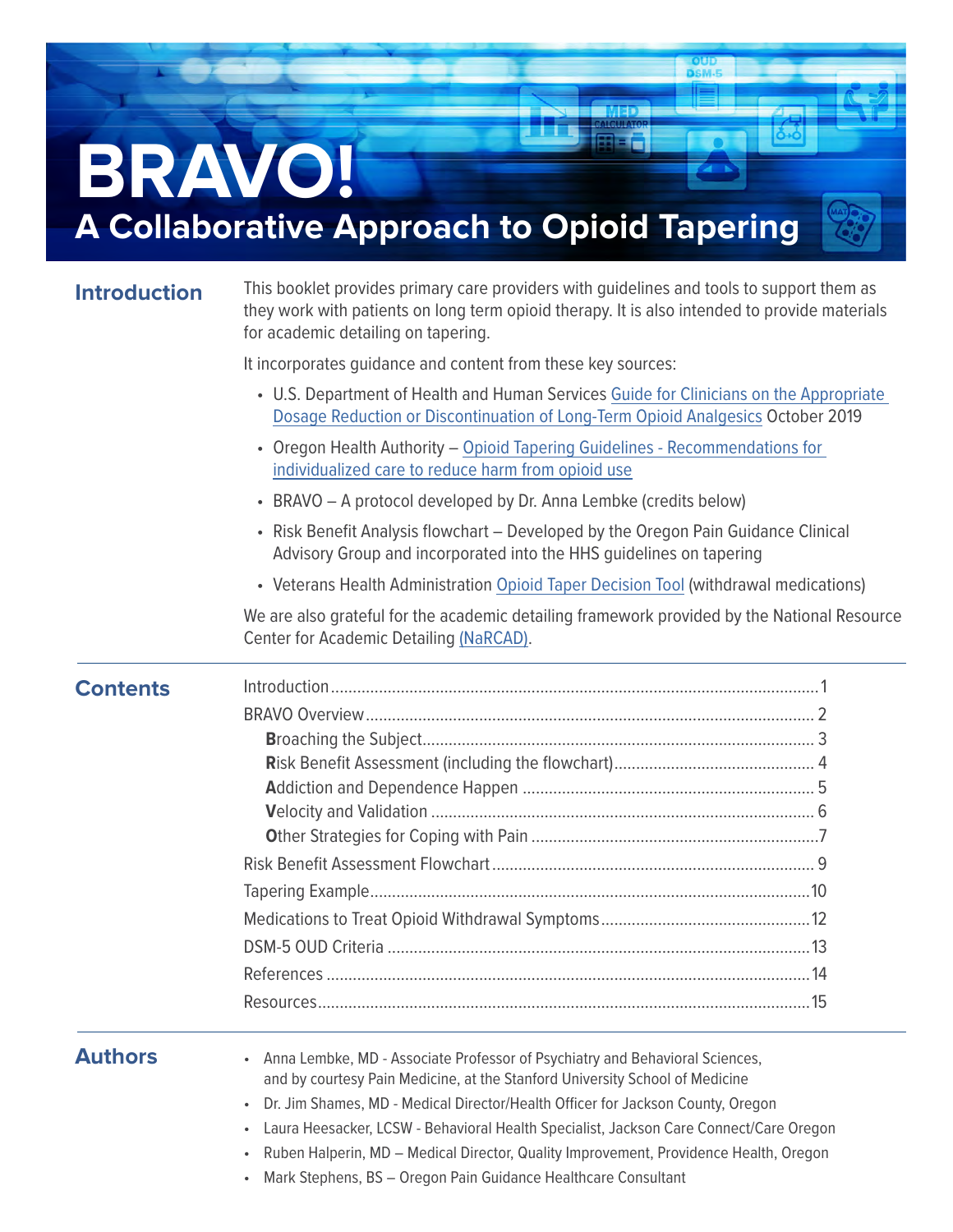# BRAVO!

## A Collaborative Approach to Opioid Tapering

## Introduction

This booklet provides primary care providers with guidelines and tools to support them as they work with patients on long term opioid therapy. It is also intended to provide materials for academic detailing on tapering.

It incorporates guidance and content from these key sources:

- U.S. Department of Health and Human Services Guide for Clinicians on the Appropriate Dosage Reduction or Discontinuation of Long-Term Opioid Analgesics October 2019
- Oregon Health Authority – Opioid Tapering Guidelines - Recommendations for individualized care to reduce harm from opioid use
- BRAVO – A protocol developed by Dr. Anna Lembke (credits below)
- Risk Benefit Analysis flowchart – Developed by the Oregon Pain Guidance Clinical Advisory Group and incorporated into the HHS guidelines on tapering
- Veterans Health Administration Opioid Taper Decision Tool (withdrawal medications)

We are also grateful for the academic detailing framework provided by the National Resource Center for Academic Detailing (NaRCAD).

## Contents

- Introduction ........ 1
- BRAVO Overview ........ 2
  - **B**roaching the Subject ........ 3
  - **R**isk Benefit Assessment (including the flowchart) ........ 4
  - **A**ddiction and Dependence Happen ........ 5
  - **V**elocity and Validation ........ 6
  - **O**ther Strategies for Coping with Pain ........ 7
- Risk Benefit Assessment Flowchart ........ 9
- Tapering Example ........ 10
- Medications to Treat Opioid Withdrawal Symptoms ........ 12
- DSM-5 OUD Criteria ........ 13
- References ........ 14
- Resources ........ 15

## Authors

- Anna Lembke, MD - Associate Professor of Psychiatry and Behavioral Sciences, and by courtesy Pain Medicine, at the Stanford University School of Medicine
- Dr. Jim Shames, MD - Medical Director/Health Officer for Jackson County, Oregon
- Laura Heesacker, LCSW - Behavioral Health Specialist, Jackson Care Connect/Care Oregon
- Ruben Halperin, MD – Medical Director, Quality Improvement, Providence Health, Oregon
- Mark Stephens, BS – Oregon Pain Guidance Healthcare Consultant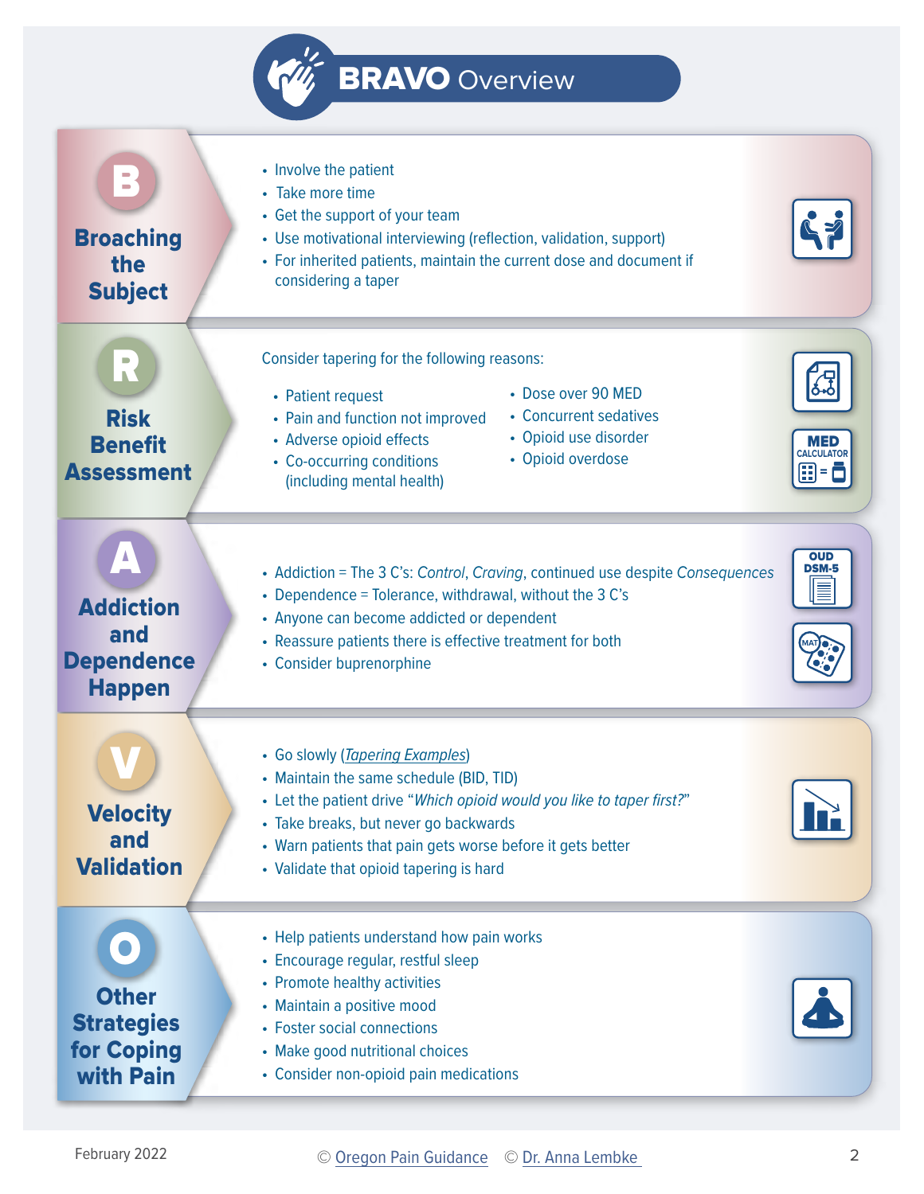# BRAVO Overview

## B — Broaching the Subject

- Involve the patient
- Take more time
- Get the support of your team
- Use motivational interviewing (reflection, validation, support)
- For inherited patients, maintain the current dose and document if considering a taper

## R — Risk Benefit Assessment

Consider tapering for the following reasons:

- Patient request
- Pain and function not improved
- Adverse opioid effects
- Co-occurring conditions (including mental health)
- Dose over 90 MED
- Concurrent sedatives
- Opioid use disorder
- Opioid overdose

MED CALCULATOR

## A — Addiction and Dependence Happen

- Addiction = The 3 C's: *Control*, *Craving*, continued use despite *Consequences*
- Dependence = Tolerance, withdrawal, without the 3 C's
- Anyone can become addicted or dependent
- Reassure patients there is effective treatment for both
- Consider buprenorphine

OUD DSM-5

MAT

## V — Velocity and Validation

- Go slowly (*Tapering Examples*)
- Maintain the same schedule (BID, TID)
- Let the patient drive "*Which opioid would you like to taper first?*"
- Take breaks, but never go backwards
- Warn patients that pain gets worse before it gets better
- Validate that opioid tapering is hard

## O — Other Strategies for Coping with Pain

- Help patients understand how pain works
- Encourage regular, restful sleep
- Promote healthy activities
- Maintain a positive mood
- Foster social connections
- Make good nutritional choices
- Consider non-opioid pain medications

February 2022 © Oregon Pain Guidance © Dr. Anna Lembke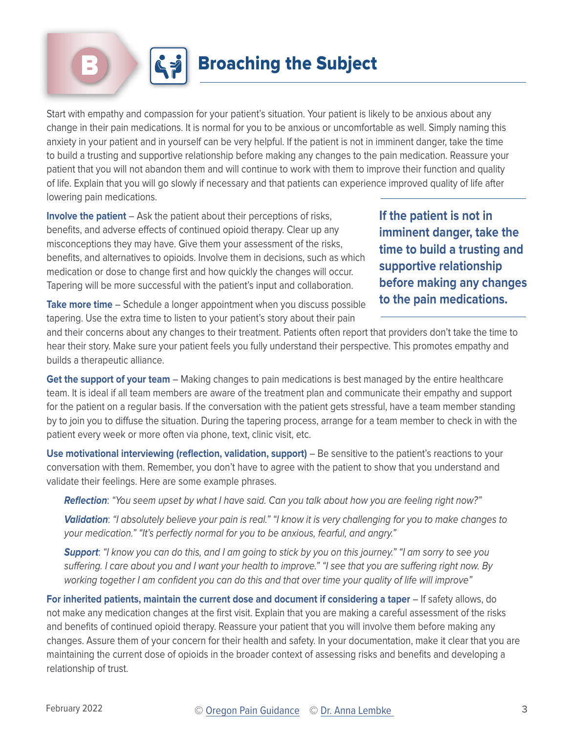## B Broaching the Subject

Start with empathy and compassion for your patient's situation. Your patient is likely to be anxious about any change in their pain medications. It is normal for you to be anxious or uncomfortable as well. Simply naming this anxiety in your patient and in yourself can be very helpful. If the patient is not in imminent danger, take the time to build a trusting and supportive relationship before making any changes to the pain medication. Reassure your patient that you will not abandon them and will continue to work with them to improve their function and quality of life. Explain that you will go slowly if necessary and that patients can experience improved quality of life after lowering pain medications.

> **If the patient is not in imminent danger, take the time to build a trusting and supportive relationship before making any changes to the pain medications.**

**Involve the patient** – Ask the patient about their perceptions of risks, benefits, and adverse effects of continued opioid therapy. Clear up any misconceptions they may have. Give them your assessment of the risks, benefits, and alternatives to opioids. Involve them in decisions, such as which medication or dose to change first and how quickly the changes will occur. Tapering will be more successful with the patient's input and collaboration.

**Take more time** – Schedule a longer appointment when you discuss possible tapering. Use the extra time to listen to your patient's story about their pain and their concerns about any changes to their treatment. Patients often report that providers don't take the time to hear their story. Make sure your patient feels you fully understand their perspective. This promotes empathy and builds a therapeutic alliance.

**Get the support of your team** – Making changes to pain medications is best managed by the entire healthcare team. It is ideal if all team members are aware of the treatment plan and communicate their empathy and support for the patient on a regular basis. If the conversation with the patient gets stressful, have a team member standing by to join you to diffuse the situation. During the tapering process, arrange for a team member to check in with the patient every week or more often via phone, text, clinic visit, etc.

**Use motivational interviewing (reflection, validation, support)** – Be sensitive to the patient's reactions to your conversation with them. Remember, you don't have to agree with the patient to show that you understand and validate their feelings. Here are some example phrases.

***Reflection***: *"You seem upset by what I have said. Can you talk about how you are feeling right now?"*

***Validation***: *"I absolutely believe your pain is real." "I know it is very challenging for you to make changes to your medication." "It's perfectly normal for you to be anxious, fearful, and angry."*

***Support***: *"I know you can do this, and I am going to stick by you on this journey." "I am sorry to see you suffering. I care about you and I want your health to improve." "I see that you are suffering right now. By working together I am confident you can do this and that over time your quality of life will improve"*

**For inherited patients, maintain the current dose and document if considering a taper** – If safety allows, do not make any medication changes at the first visit. Explain that you are making a careful assessment of the risks and benefits of continued opioid therapy. Reassure your patient that you will involve them before making any changes. Assure them of your concern for their health and safety. In your documentation, make it clear that you are maintaining the current dose of opioids in the broader context of assessing risks and benefits and developing a relationship of trust.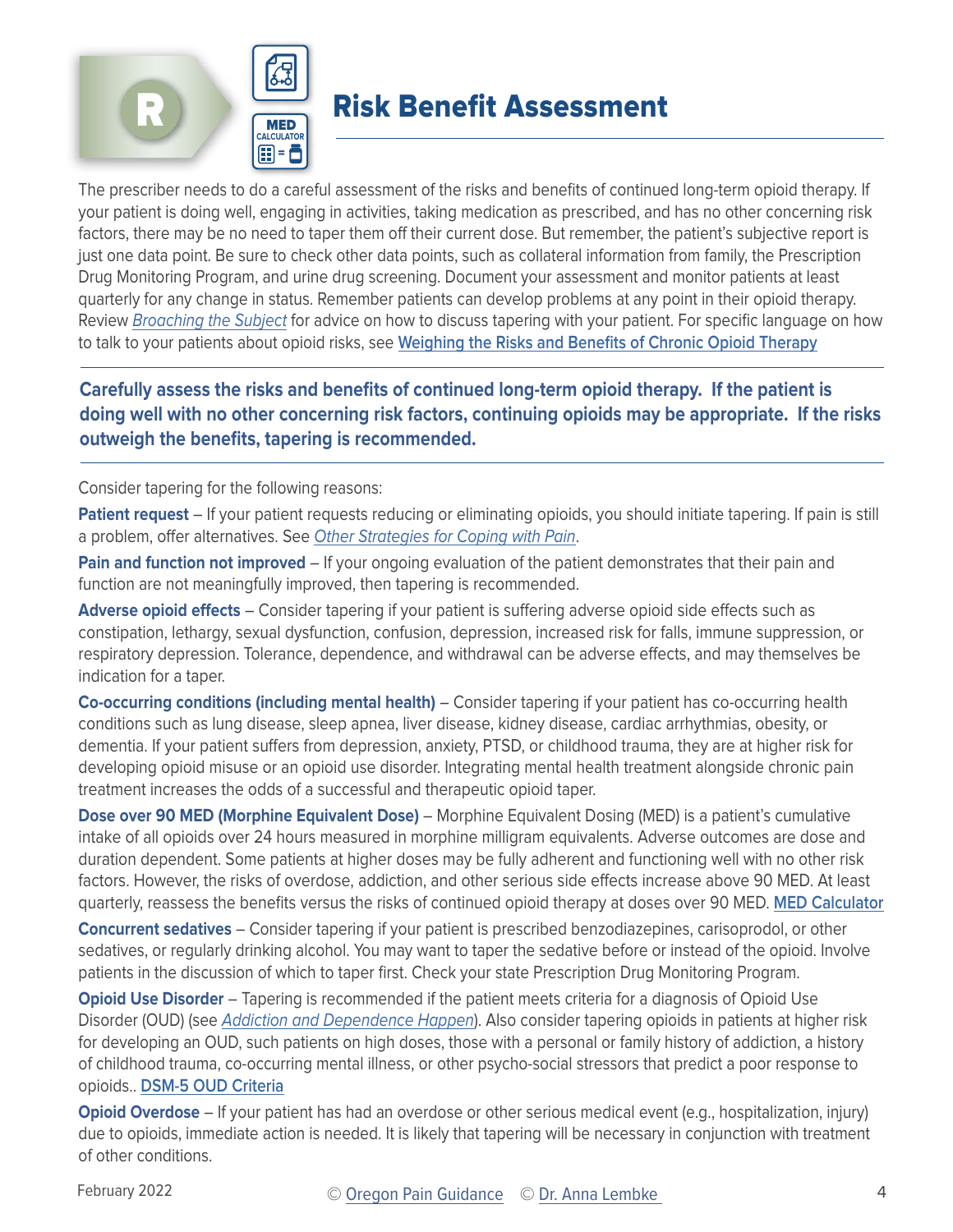# Risk Benefit Assessment

The prescriber needs to do a careful assessment of the risks and benefits of continued long-term opioid therapy. If your patient is doing well, engaging in activities, taking medication as prescribed, and has no other concerning risk factors, there may be no need to taper them off their current dose. But remember, the patient's subjective report is just one data point. Be sure to check other data points, such as collateral information from family, the Prescription Drug Monitoring Program, and urine drug screening. Document your assessment and monitor patients at least quarterly for any change in status. Remember patients can develop problems at any point in their opioid therapy. Review *Broaching the Subject* for advice on how to discuss tapering with your patient. For specific language on how to talk to your patients about opioid risks, see Weighing the Risks and Benefits of Chronic Opioid Therapy

**Carefully assess the risks and benefits of continued long-term opioid therapy. If the patient is doing well with no other concerning risk factors, continuing opioids may be appropriate. If the risks outweigh the benefits, tapering is recommended.**

Consider tapering for the following reasons:

**Patient request** – If your patient requests reducing or eliminating opioids, you should initiate tapering. If pain is still a problem, offer alternatives. See *Other Strategies for Coping with Pain*.

**Pain and function not improved** – If your ongoing evaluation of the patient demonstrates that their pain and function are not meaningfully improved, then tapering is recommended.

**Adverse opioid effects** – Consider tapering if your patient is suffering adverse opioid side effects such as constipation, lethargy, sexual dysfunction, confusion, depression, increased risk for falls, immune suppression, or respiratory depression. Tolerance, dependence, and withdrawal can be adverse effects, and may themselves be indication for a taper.

**Co-occurring conditions (including mental health)** – Consider tapering if your patient has co-occurring health conditions such as lung disease, sleep apnea, liver disease, kidney disease, cardiac arrhythmias, obesity, or dementia. If your patient suffers from depression, anxiety, PTSD, or childhood trauma, they are at higher risk for developing opioid misuse or an opioid use disorder. Integrating mental health treatment alongside chronic pain treatment increases the odds of a successful and therapeutic opioid taper.

**Dose over 90 MED (Morphine Equivalent Dose)** – Morphine Equivalent Dosing (MED) is a patient's cumulative intake of all opioids over 24 hours measured in morphine milligram equivalents. Adverse outcomes are dose and duration dependent. Some patients at higher doses may be fully adherent and functioning well with no other risk factors. However, the risks of overdose, addiction, and other serious side effects increase above 90 MED. At least quarterly, reassess the benefits versus the risks of continued opioid therapy at doses over 90 MED. MED Calculator

**Concurrent sedatives** – Consider tapering if your patient is prescribed benzodiazepines, carisoprodol, or other sedatives, or regularly drinking alcohol. You may want to taper the sedative before or instead of the opioid. Involve patients in the discussion of which to taper first. Check your state Prescription Drug Monitoring Program.

**Opioid Use Disorder** – Tapering is recommended if the patient meets criteria for a diagnosis of Opioid Use Disorder (OUD) (see *Addiction and Dependence Happen*). Also consider tapering opioids in patients at higher risk for developing an OUD, such patients on high doses, those with a personal or family history of addiction, a history of childhood trauma, co-occurring mental illness, or other psycho-social stressors that predict a poor response to opioids.. DSM-5 OUD Criteria

**Opioid Overdose** – If your patient has had an overdose or other serious medical event (e.g., hospitalization, injury) due to opioids, immediate action is needed. It is likely that tapering will be necessary in conjunction with treatment of other conditions.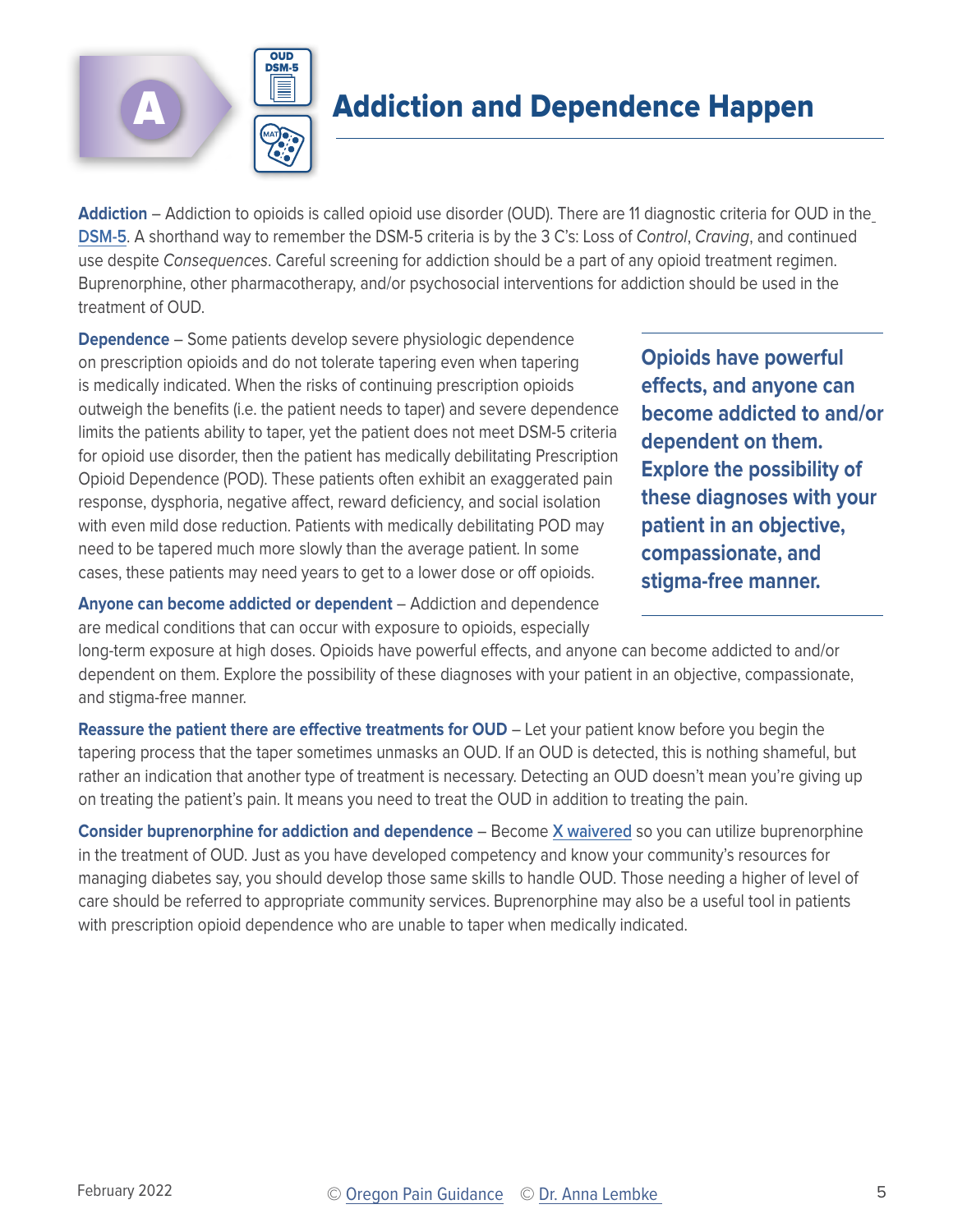# Addiction and Dependence Happen

**Addiction** – Addiction to opioids is called opioid use disorder (OUD). There are 11 diagnostic criteria for OUD in the DSM-5. A shorthand way to remember the DSM-5 criteria is by the 3 C's: Loss of *Control*, *Craving*, and continued use despite *Consequences*. Careful screening for addiction should be a part of any opioid treatment regimen. Buprenorphine, other pharmacotherapy, and/or psychosocial interventions for addiction should be used in the treatment of OUD.

**Dependence** – Some patients develop severe physiologic dependence on prescription opioids and do not tolerate tapering even when tapering is medically indicated. When the risks of continuing prescription opioids outweigh the benefits (i.e. the patient needs to taper) and severe dependence limits the patients ability to taper, yet the patient does not meet DSM-5 criteria for opioid use disorder, then the patient has medically debilitating Prescription Opioid Dependence (POD). These patients often exhibit an exaggerated pain response, dysphoria, negative affect, reward deficiency, and social isolation with even mild dose reduction. Patients with medically debilitating POD may need to be tapered much more slowly than the average patient. In some cases, these patients may need years to get to a lower dose or off opioids.

**Opioids have powerful effects, and anyone can become addicted to and/or dependent on them. Explore the possibility of these diagnoses with your patient in an objective, compassionate, and stigma-free manner.**

**Anyone can become addicted or dependent** – Addiction and dependence are medical conditions that can occur with exposure to opioids, especially long-term exposure at high doses. Opioids have powerful effects, and anyone can become addicted to and/or dependent on them. Explore the possibility of these diagnoses with your patient in an objective, compassionate, and stigma-free manner.

**Reassure the patient there are effective treatments for OUD** – Let your patient know before you begin the tapering process that the taper sometimes unmasks an OUD. If an OUD is detected, this is nothing shameful, but rather an indication that another type of treatment is necessary. Detecting an OUD doesn't mean you're giving up on treating the patient's pain. It means you need to treat the OUD in addition to treating the pain.

**Consider buprenorphine for addiction and dependence** – Become X waivered so you can utilize buprenorphine in the treatment of OUD. Just as you have developed competency and know your community's resources for managing diabetes say, you should develop those same skills to handle OUD. Those needing a higher of level of care should be referred to appropriate community services. Buprenorphine may also be a useful tool in patients with prescription opioid dependence who are unable to taper when medically indicated.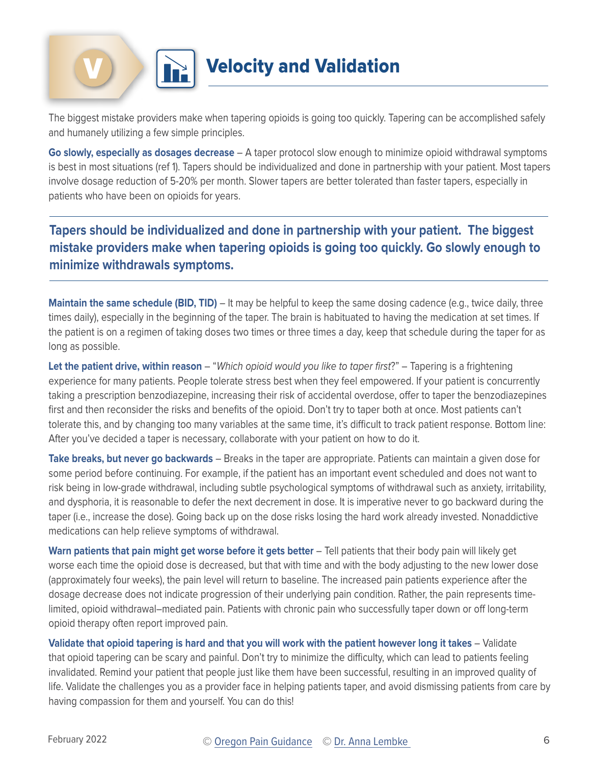# V Velocity and Validation

The biggest mistake providers make when tapering opioids is going too quickly. Tapering can be accomplished safely and humanely utilizing a few simple principles.

**Go slowly, especially as dosages decrease** – A taper protocol slow enough to minimize opioid withdrawal symptoms is best in most situations (ref 1). Tapers should be individualized and done in partnership with your patient. Most tapers involve dosage reduction of 5-20% per month. Slower tapers are better tolerated than faster tapers, especially in patients who have been on opioids for years.

---

**Tapers should be individualized and done in partnership with your patient. The biggest mistake providers make when tapering opioids is going too quickly. Go slowly enough to minimize withdrawals symptoms.**

---

**Maintain the same schedule (BID, TID)** – It may be helpful to keep the same dosing cadence (e.g., twice daily, three times daily), especially in the beginning of the taper. The brain is habituated to having the medication at set times. If the patient is on a regimen of taking doses two times or three times a day, keep that schedule during the taper for as long as possible.

**Let the patient drive, within reason** – "*Which opioid would you like to taper first*?" – Tapering is a frightening experience for many patients. People tolerate stress best when they feel empowered. If your patient is concurrently taking a prescription benzodiazepine, increasing their risk of accidental overdose, offer to taper the benzodiazepines first and then reconsider the risks and benefits of the opioid. Don't try to taper both at once. Most patients can't tolerate this, and by changing too many variables at the same time, it's difficult to track patient response. Bottom line: After you've decided a taper is necessary, collaborate with your patient on how to do it.

**Take breaks, but never go backwards** – Breaks in the taper are appropriate. Patients can maintain a given dose for some period before continuing. For example, if the patient has an important event scheduled and does not want to risk being in low-grade withdrawal, including subtle psychological symptoms of withdrawal such as anxiety, irritability, and dysphoria, it is reasonable to defer the next decrement in dose. It is imperative never to go backward during the taper (i.e., increase the dose). Going back up on the dose risks losing the hard work already invested. Nonaddictive medications can help relieve symptoms of withdrawal.

**Warn patients that pain might get worse before it gets better** – Tell patients that their body pain will likely get worse each time the opioid dose is decreased, but that with time and with the body adjusting to the new lower dose (approximately four weeks), the pain level will return to baseline. The increased pain patients experience after the dosage decrease does not indicate progression of their underlying pain condition. Rather, the pain represents time-limited, opioid withdrawal–mediated pain. Patients with chronic pain who successfully taper down or off long-term opioid therapy often report improved pain.

**Validate that opioid tapering is hard and that you will work with the patient however long it takes** – Validate that opioid tapering can be scary and painful. Don't try to minimize the difficulty, which can lead to patients feeling invalidated. Remind your patient that people just like them have been successful, resulting in an improved quality of life. Validate the challenges you as a provider face in helping patients taper, and avoid dismissing patients from care by having compassion for them and yourself. You can do this!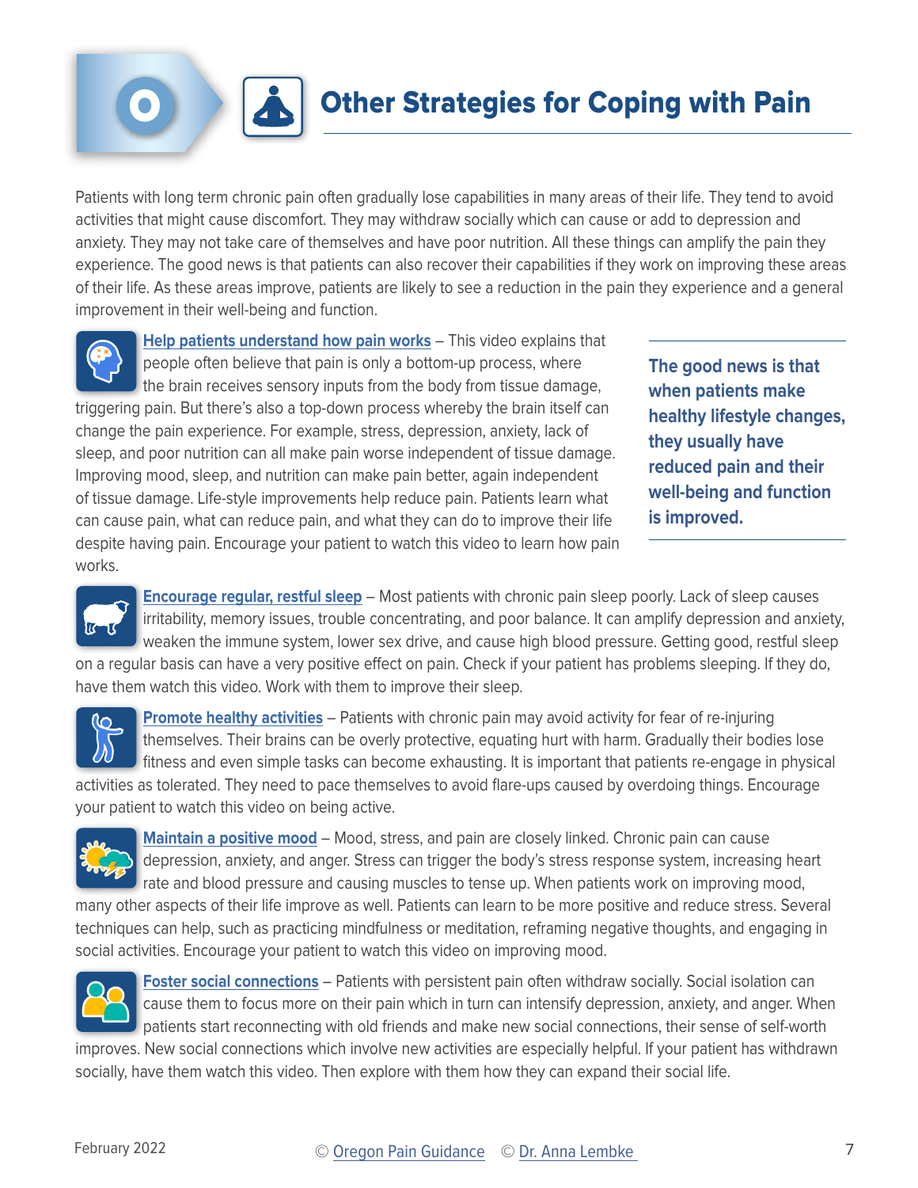# O Other Strategies for Coping with Pain

Patients with long term chronic pain often gradually lose capabilities in many areas of their life. They tend to avoid activities that might cause discomfort. They may withdraw socially which can cause or add to depression and anxiety. They may not take care of themselves and have poor nutrition. All these things can amplify the pain they experience. The good news is that patients can also recover their capabilities if they work on improving these areas of their life. As these areas improve, patients are likely to see a reduction in the pain they experience and a general improvement in their well-being and function.

**Help patients understand how pain works** – This video explains that people often believe that pain is only a bottom-up process, where the brain receives sensory inputs from the body from tissue damage, triggering pain. But there's also a top-down process whereby the brain itself can change the pain experience. For example, stress, depression, anxiety, lack of sleep, and poor nutrition can all make pain worse independent of tissue damage. Improving mood, sleep, and nutrition can make pain better, again independent of tissue damage. Life-style improvements help reduce pain. Patients learn what can cause pain, what can reduce pain, and what they can do to improve their life despite having pain. Encourage your patient to watch this video to learn how pain works.

> **The good news is that when patients make healthy lifestyle changes, they usually have reduced pain and their well-being and function is improved.**

**Encourage regular, restful sleep** – Most patients with chronic pain sleep poorly. Lack of sleep causes irritability, memory issues, trouble concentrating, and poor balance. It can amplify depression and anxiety, weaken the immune system, lower sex drive, and cause high blood pressure. Getting good, restful sleep on a regular basis can have a very positive effect on pain. Check if your patient has problems sleeping. If they do, have them watch this video. Work with them to improve their sleep.

**Promote healthy activities** – Patients with chronic pain may avoid activity for fear of re-injuring themselves. Their brains can be overly protective, equating hurt with harm. Gradually their bodies lose fitness and even simple tasks can become exhausting. It is important that patients re-engage in physical activities as tolerated. They need to pace themselves to avoid flare-ups caused by overdoing things. Encourage your patient to watch this video on being active.

**Maintain a positive mood** – Mood, stress, and pain are closely linked. Chronic pain can cause depression, anxiety, and anger. Stress can trigger the body's stress response system, increasing heart rate and blood pressure and causing muscles to tense up. When patients work on improving mood, many other aspects of their life improve as well. Patients can learn to be more positive and reduce stress. Several techniques can help, such as practicing mindfulness or meditation, reframing negative thoughts, and engaging in social activities. Encourage your patient to watch this video on improving mood.

**Foster social connections** – Patients with persistent pain often withdraw socially. Social isolation can cause them to focus more on their pain which in turn can intensify depression, anxiety, and anger. When patients start reconnecting with old friends and make new social connections, their sense of self-worth improves. New social connections which involve new activities are especially helpful. If your patient has withdrawn socially, have them watch this video. Then explore with them how they can expand their social life.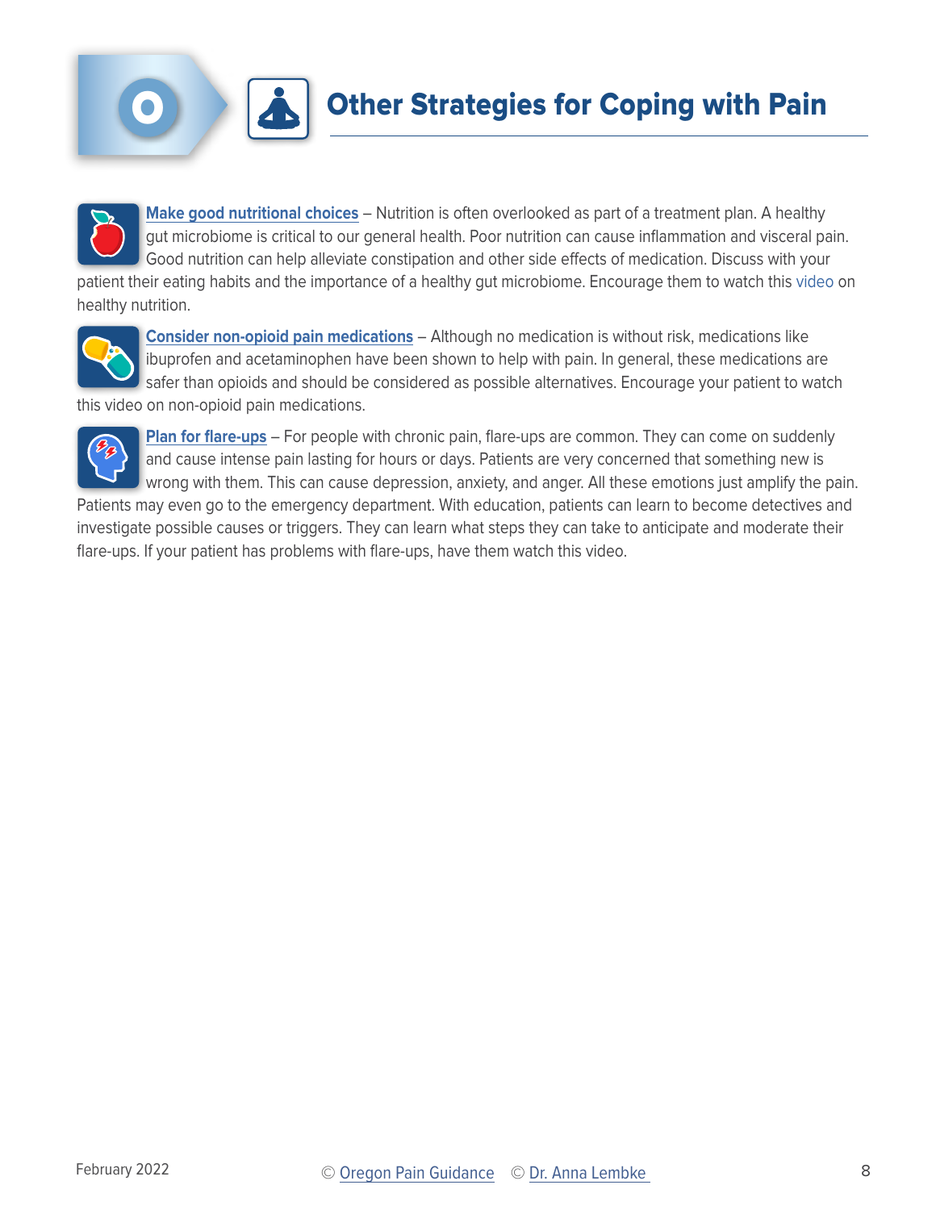# Other Strategies for Coping with Pain

**Make good nutritional choices** – Nutrition is often overlooked as part of a treatment plan. A healthy gut microbiome is critical to our general health. Poor nutrition can cause inflammation and visceral pain. Good nutrition can help alleviate constipation and other side effects of medication. Discuss with your patient their eating habits and the importance of a healthy gut microbiome. Encourage them to watch this video on healthy nutrition.

**Consider non-opioid pain medications** – Although no medication is without risk, medications like ibuprofen and acetaminophen have been shown to help with pain. In general, these medications are safer than opioids and should be considered as possible alternatives. Encourage your patient to watch this video on non-opioid pain medications.

**Plan for flare-ups** – For people with chronic pain, flare-ups are common. They can come on suddenly and cause intense pain lasting for hours or days. Patients are very concerned that something new is wrong with them. This can cause depression, anxiety, and anger. All these emotions just amplify the pain. Patients may even go to the emergency department. With education, patients can learn to become detectives and investigate possible causes or triggers. They can learn what steps they can take to anticipate and moderate their flare-ups. If your patient has problems with flare-ups, have them watch this video.

February 2022 © Oregon Pain Guidance © Dr. Anna Lembke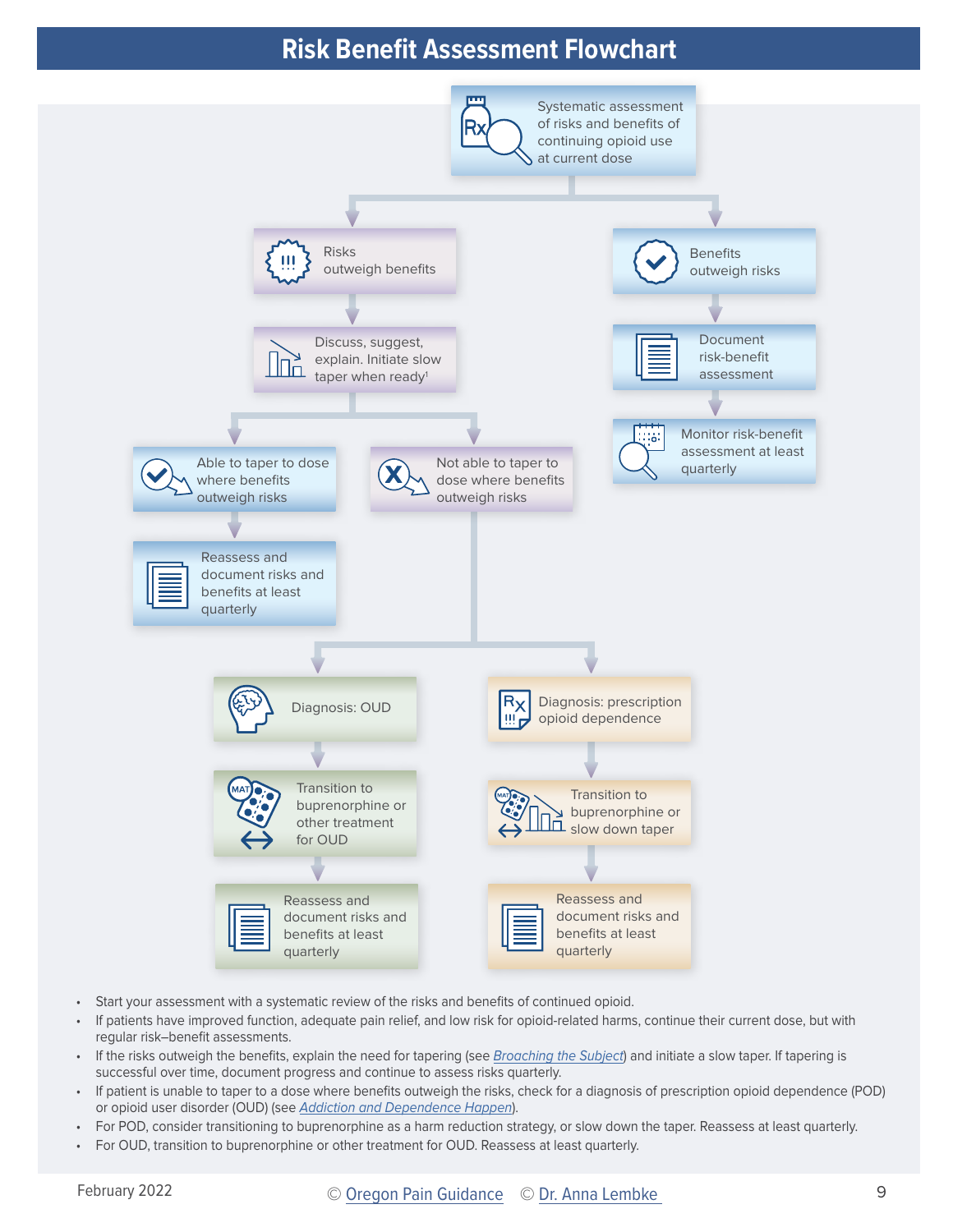# Risk Benefit Assessment Flowchart

Systematic assessment of risks and benefits of continuing opioid use at current dose

- **Risks outweigh benefits**
  - Discuss, suggest, explain. Initiate slow taper when ready[1]
    - **Able to taper to dose where benefits outweigh risks**
      - Reassess and document risks and benefits at least quarterly
    - **Not able to taper to dose where benefits outweigh risks**
      - **Diagnosis: OUD**
        - Transition to buprenorphine or other treatment for OUD
        - Reassess and document risks and benefits at least quarterly
      - **Diagnosis: prescription opioid dependence**
        - Transition to buprenorphine or slow down taper
        - Reassess and document risks and benefits at least quarterly
- **Benefits outweigh risks**
  - Document risk-benefit assessment
  - Monitor risk-benefit assessment at least quarterly

- Start your assessment with a systematic review of the risks and benefits of continued opioid.
- If patients have improved function, adequate pain relief, and low risk for opioid-related harms, continue their current dose, but with regular risk–benefit assessments.
- If the risks outweigh the benefits, explain the need for tapering (see *Broaching the Subject*) and initiate a slow taper. If tapering is successful over time, document progress and continue to assess risks quarterly.
- If patient is unable to taper to a dose where benefits outweigh the risks, check for a diagnosis of prescription opioid dependence (POD) or opioid user disorder (OUD) (see *Addiction and Dependence Happen*).
- For POD, consider transitioning to buprenorphine as a harm reduction strategy, or slow down the taper. Reassess at least quarterly.
- For OUD, transition to buprenorphine or other treatment for OUD. Reassess at least quarterly.

February 2022 © Oregon Pain Guidance © Dr. Anna Lembke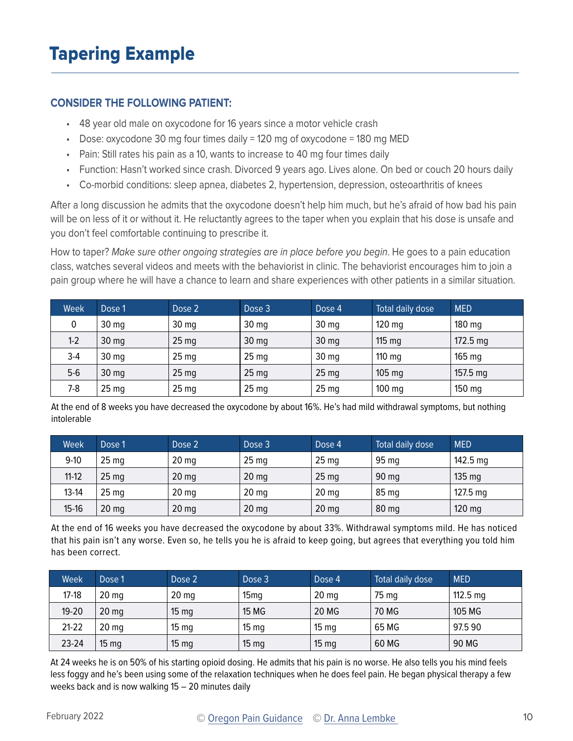# Tapering Example

### CONSIDER THE FOLLOWING PATIENT:

- 48 year old male on oxycodone for 16 years since a motor vehicle crash
- Dose: oxycodone 30 mg four times daily = 120 mg of oxycodone = 180 mg MED
- Pain: Still rates his pain as a 10, wants to increase to 40 mg four times daily
- Function: Hasn't worked since crash. Divorced 9 years ago. Lives alone. On bed or couch 20 hours daily
- Co-morbid conditions: sleep apnea, diabetes 2, hypertension, depression, osteoarthritis of knees

After a long discussion he admits that the oxycodone doesn't help him much, but he's afraid of how bad his pain will be on less of it or without it. He reluctantly agrees to the taper when you explain that his dose is unsafe and you don't feel comfortable continuing to prescribe it.

How to taper? *Make sure other ongoing strategies are in place before you begin*. He goes to a pain education class, watches several videos and meets with the behaviorist in clinic. The behaviorist encourages him to join a pain group where he will have a chance to learn and share experiences with other patients in a similar situation.

| Week | Dose 1 | Dose 2 | Dose 3 | Dose 4 | Total daily dose | MED |
|---|---|---|---|---|---|---|
| 0 | 30 mg | 30 mg | 30 mg | 30 mg | 120 mg | 180 mg |
| 1-2 | 30 mg | 25 mg | 30 mg | 30 mg | 115 mg | 172.5 mg |
| 3-4 | 30 mg | 25 mg | 25 mg | 30 mg | 110 mg | 165 mg |
| 5-6 | 30 mg | 25 mg | 25 mg | 25 mg | 105 mg | 157.5 mg |
| 7-8 | 25 mg | 25 mg | 25 mg | 25 mg | 100 mg | 150 mg |

At the end of 8 weeks you have decreased the oxycodone by about 16%. He's had mild withdrawal symptoms, but nothing intolerable

| Week | Dose 1 | Dose 2 | Dose 3 | Dose 4 | Total daily dose | MED |
|---|---|---|---|---|---|---|
| 9-10 | 25 mg | 20 mg | 25 mg | 25 mg | 95 mg | 142.5 mg |
| 11-12 | 25 mg | 20 mg | 20 mg | 25 mg | 90 mg | 135 mg |
| 13-14 | 25 mg | 20 mg | 20 mg | 20 mg | 85 mg | 127.5 mg |
| 15-16 | 20 mg | 20 mg | 20 mg | 20 mg | 80 mg | 120 mg |

At the end of 16 weeks you have decreased the oxycodone by about 33%. Withdrawal symptoms mild. He has noticed that his pain isn't any worse. Even so, he tells you he is afraid to keep going, but agrees that everything you told him has been correct.

| Week | Dose 1 | Dose 2 | Dose 3 | Dose 4 | Total daily dose | MED |
|---|---|---|---|---|---|---|
| 17-18 | 20 mg | 20 mg | 15mg | 20 mg | 75 mg | 112.5 mg |
| 19-20 | 20 mg | 15 mg | 15 MG | 20 MG | 70 MG | 105 MG |
| 21-22 | 20 mg | 15 mg | 15 mg | 15 mg | 65 MG | 97.5 90 |
| 23-24 | 15 mg | 15 mg | 15 mg | 15 mg | 60 MG | 90 MG |

At 24 weeks he is on 50% of his starting opioid dosing. He admits that his pain is no worse. He also tells you his mind feels less foggy and he's been using some of the relaxation techniques when he does feel pain. He began physical therapy a few weeks back and is now walking 15 – 20 minutes daily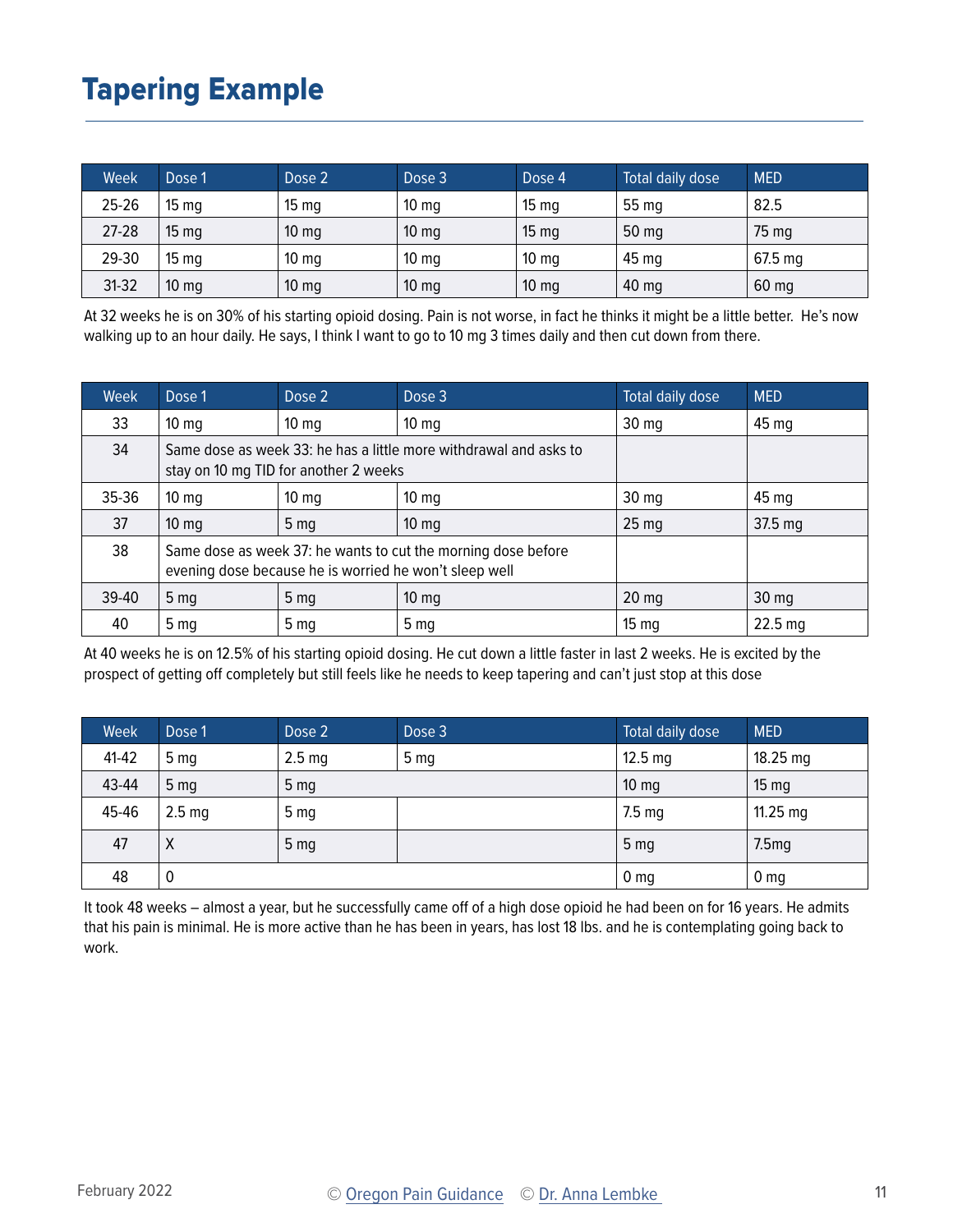# Tapering Example

| Week | Dose 1 | Dose 2 | Dose 3 | Dose 4 | Total daily dose | MED |
|---|---|---|---|---|---|---|
| 25-26 | 15 mg | 15 mg | 10 mg | 15 mg | 55 mg | 82.5 |
| 27-28 | 15 mg | 10 mg | 10 mg | 15 mg | 50 mg | 75 mg |
| 29-30 | 15 mg | 10 mg | 10 mg | 10 mg | 45 mg | 67.5 mg |
| 31-32 | 10 mg | 10 mg | 10 mg | 10 mg | 40 mg | 60 mg |

At 32 weeks he is on 30% of his starting opioid dosing. Pain is not worse, in fact he thinks it might be a little better. He's now walking up to an hour daily. He says, I think I want to go to 10 mg 3 times daily and then cut down from there.

| Week | Dose 1 | Dose 2 | Dose 3 | Total daily dose | MED |
|---|---|---|---|---|---|
| 33 | 10 mg | 10 mg | 10 mg | 30 mg | 45 mg |
| 34 | Same dose as week 33: he has a little more withdrawal and asks to stay on 10 mg TID for another 2 weeks | | | | |
| 35-36 | 10 mg | 10 mg | 10 mg | 30 mg | 45 mg |
| 37 | 10 mg | 5 mg | 10 mg | 25 mg | 37.5 mg |
| 38 | Same dose as week 37: he wants to cut the morning dose before evening dose because he is worried he won't sleep well | | | | |
| 39-40 | 5 mg | 5 mg | 10 mg | 20 mg | 30 mg |
| 40 | 5 mg | 5 mg | 5 mg | 15 mg | 22.5 mg |

At 40 weeks he is on 12.5% of his starting opioid dosing. He cut down a little faster in last 2 weeks. He is excited by the prospect of getting off completely but still feels like he needs to keep tapering and can't just stop at this dose

| Week | Dose 1 | Dose 2 | Dose 3 | Total daily dose | MED |
|---|---|---|---|---|---|
| 41-42 | 5 mg | 2.5 mg | 5 mg | 12.5 mg | 18.25 mg |
| 43-44 | 5 mg | 5 mg | | 10 mg | 15 mg |
| 45-46 | 2.5 mg | 5 mg | | 7.5 mg | 11.25 mg |
| 47 | X | 5 mg | | 5 mg | 7.5mg |
| 48 | 0 | | | 0 mg | 0 mg |

It took 48 weeks – almost a year, but he successfully came off of a high dose opioid he had been on for 16 years. He admits that his pain is minimal. He is more active than he has been in years, has lost 18 lbs. and he is contemplating going back to work.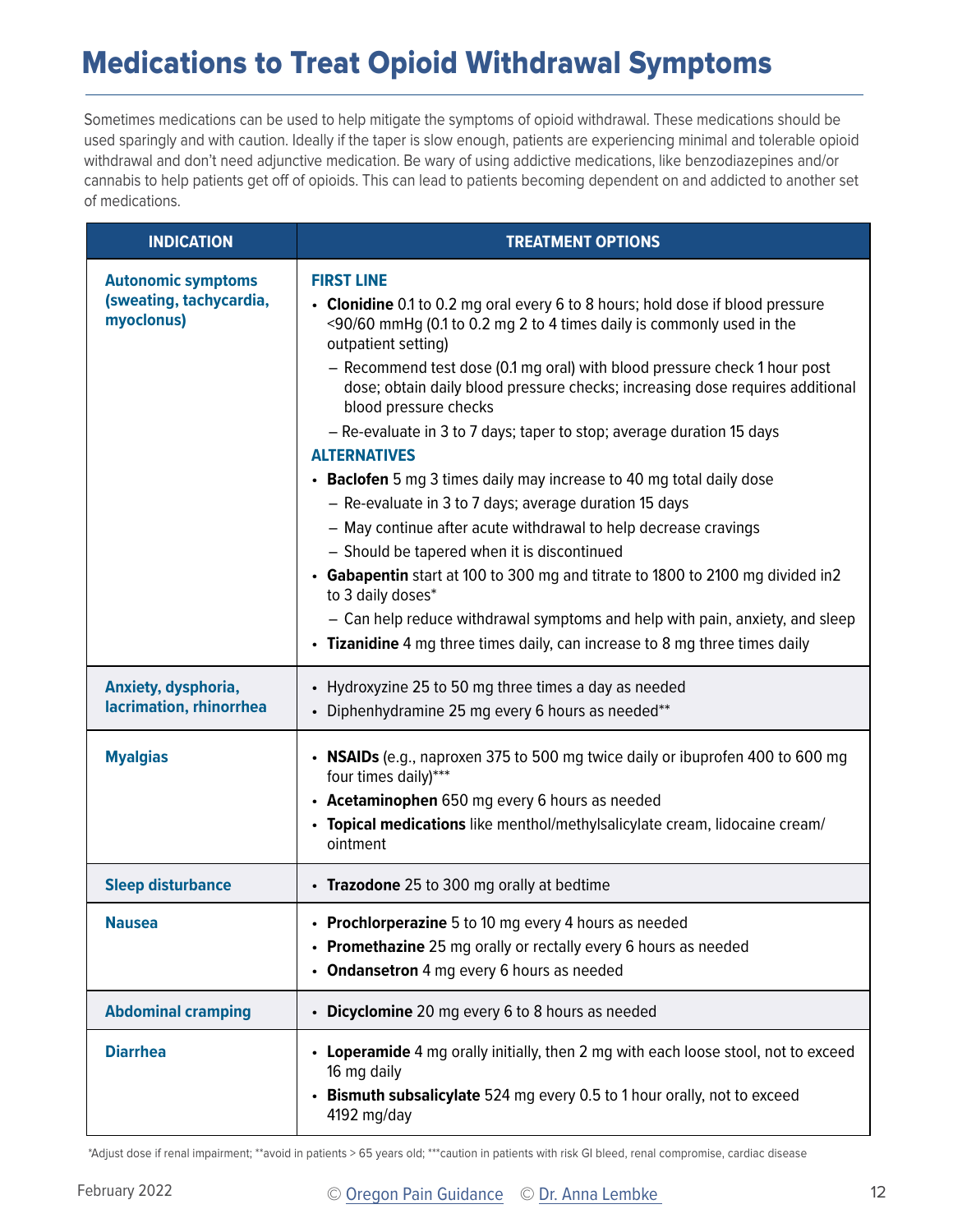# Medications to Treat Opioid Withdrawal Symptoms

Sometimes medications can be used to help mitigate the symptoms of opioid withdrawal. These medications should be used sparingly and with caution. Ideally if the taper is slow enough, patients are experiencing minimal and tolerable opioid withdrawal and don't need adjunctive medication. Be wary of using addictive medications, like benzodiazepines and/or cannabis to help patients get off of opioids. This can lead to patients becoming dependent on and addicted to another set of medications.

| INDICATION | TREATMENT OPTIONS |
|---|---|
| **Autonomic symptoms (sweating, tachycardia, myoclonus)** | **FIRST LINE**<br>• **Clonidine** 0.1 to 0.2 mg oral every 6 to 8 hours; hold dose if blood pressure <90/60 mmHg (0.1 to 0.2 mg 2 to 4 times daily is commonly used in the outpatient setting)<br>– Recommend test dose (0.1 mg oral) with blood pressure check 1 hour post dose; obtain daily blood pressure checks; increasing dose requires additional blood pressure checks<br>– Re-evaluate in 3 to 7 days; taper to stop; average duration 15 days<br>**ALTERNATIVES**<br>• **Baclofen** 5 mg 3 times daily may increase to 40 mg total daily dose<br>– Re-evaluate in 3 to 7 days; average duration 15 days<br>– May continue after acute withdrawal to help decrease cravings<br>– Should be tapered when it is discontinued<br>• **Gabapentin** start at 100 to 300 mg and titrate to 1800 to 2100 mg divided in2 to 3 daily doses*<br>– Can help reduce withdrawal symptoms and help with pain, anxiety, and sleep<br>• **Tizanidine** 4 mg three times daily, can increase to 8 mg three times daily |
| **Anxiety, dysphoria, lacrimation, rhinorrhea** | • Hydroxyzine 25 to 50 mg three times a day as needed<br>• Diphenhydramine 25 mg every 6 hours as needed** |
| **Myalgias** | • **NSAIDs** (e.g., naproxen 375 to 500 mg twice daily or ibuprofen 400 to 600 mg four times daily)***<br>• **Acetaminophen** 650 mg every 6 hours as needed<br>• **Topical medications** like menthol/methylsalicylate cream, lidocaine cream/ointment |
| **Sleep disturbance** | • **Trazodone** 25 to 300 mg orally at bedtime |
| **Nausea** | • **Prochlorperazine** 5 to 10 mg every 4 hours as needed<br>• **Promethazine** 25 mg orally or rectally every 6 hours as needed<br>• **Ondansetron** 4 mg every 6 hours as needed |
| **Abdominal cramping** | • **Dicyclomine** 20 mg every 6 to 8 hours as needed |
| **Diarrhea** | • **Loperamide** 4 mg orally initially, then 2 mg with each loose stool, not to exceed 16 mg daily<br>• **Bismuth subsalicylate** 524 mg every 0.5 to 1 hour orally, not to exceed 4192 mg/day |

*Adjust dose if renal impairment; **avoid in patients > 65 years old; ***caution in patients with risk GI bleed, renal compromise, cardiac disease

February 2022 © Oregon Pain Guidance © Dr. Anna Lembke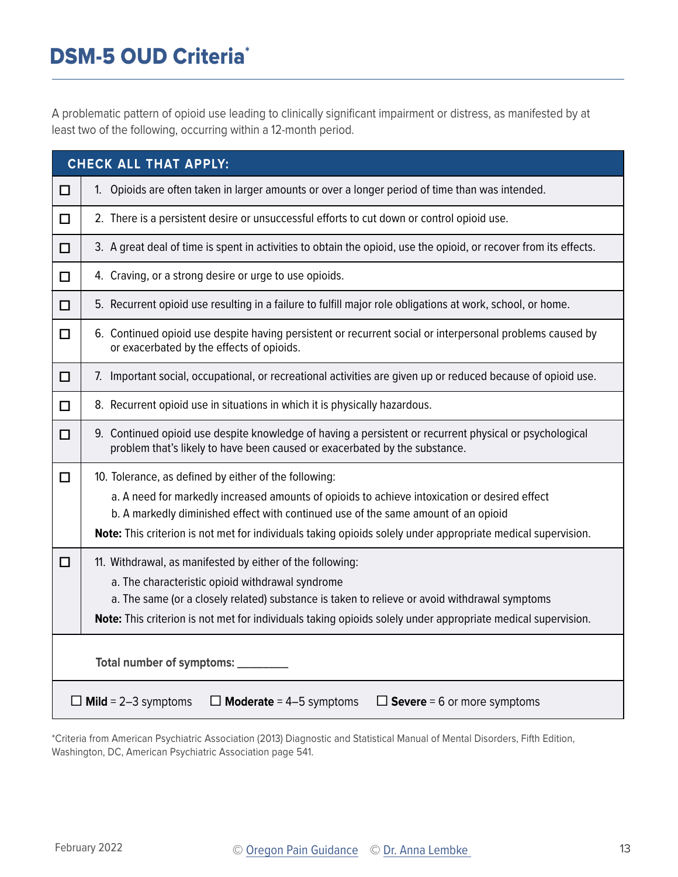# DSM-5 OUD Criteria*

A problematic pattern of opioid use leading to clinically significant impairment or distress, as manifested by at least two of the following, occurring within a 12-month period.

| | CHECK ALL THAT APPLY: |
|---|---|
| ☐ | 1. Opioids are often taken in larger amounts or over a longer period of time than was intended. |
| ☐ | 2. There is a persistent desire or unsuccessful efforts to cut down or control opioid use. |
| ☐ | 3. A great deal of time is spent in activities to obtain the opioid, use the opioid, or recover from its effects. |
| ☐ | 4. Craving, or a strong desire or urge to use opioids. |
| ☐ | 5. Recurrent opioid use resulting in a failure to fulfill major role obligations at work, school, or home. |
| ☐ | 6. Continued opioid use despite having persistent or recurrent social or interpersonal problems caused by or exacerbated by the effects of opioids. |
| ☐ | 7. Important social, occupational, or recreational activities are given up or reduced because of opioid use. |
| ☐ | 8. Recurrent opioid use in situations in which it is physically hazardous. |
| ☐ | 9. Continued opioid use despite knowledge of having a persistent or recurrent physical or psychological problem that's likely to have been caused or exacerbated by the substance. |
| ☐ | 10. Tolerance, as defined by either of the following:<br>a. A need for markedly increased amounts of opioids to achieve intoxication or desired effect<br>b. A markedly diminished effect with continued use of the same amount of an opioid<br>**Note:** This criterion is not met for individuals taking opioids solely under appropriate medical supervision. |
| ☐ | 11. Withdrawal, as manifested by either of the following:<br>a. The characteristic opioid withdrawal syndrome<br>a. The same (or a closely related) substance is taken to relieve or avoid withdrawal symptoms<br>**Note:** This criterion is not met for individuals taking opioids solely under appropriate medical supervision. |
| | **Total number of symptoms:** ________ |
| | ☐ **Mild** = 2–3 symptoms ☐ **Moderate** = 4–5 symptoms ☐ **Severe** = 6 or more symptoms |

*Criteria from American Psychiatric Association (2013) Diagnostic and Statistical Manual of Mental Disorders, Fifth Edition, Washington, DC, American Psychiatric Association page 541.

February 2022 © Oregon Pain Guidance © Dr. Anna Lembke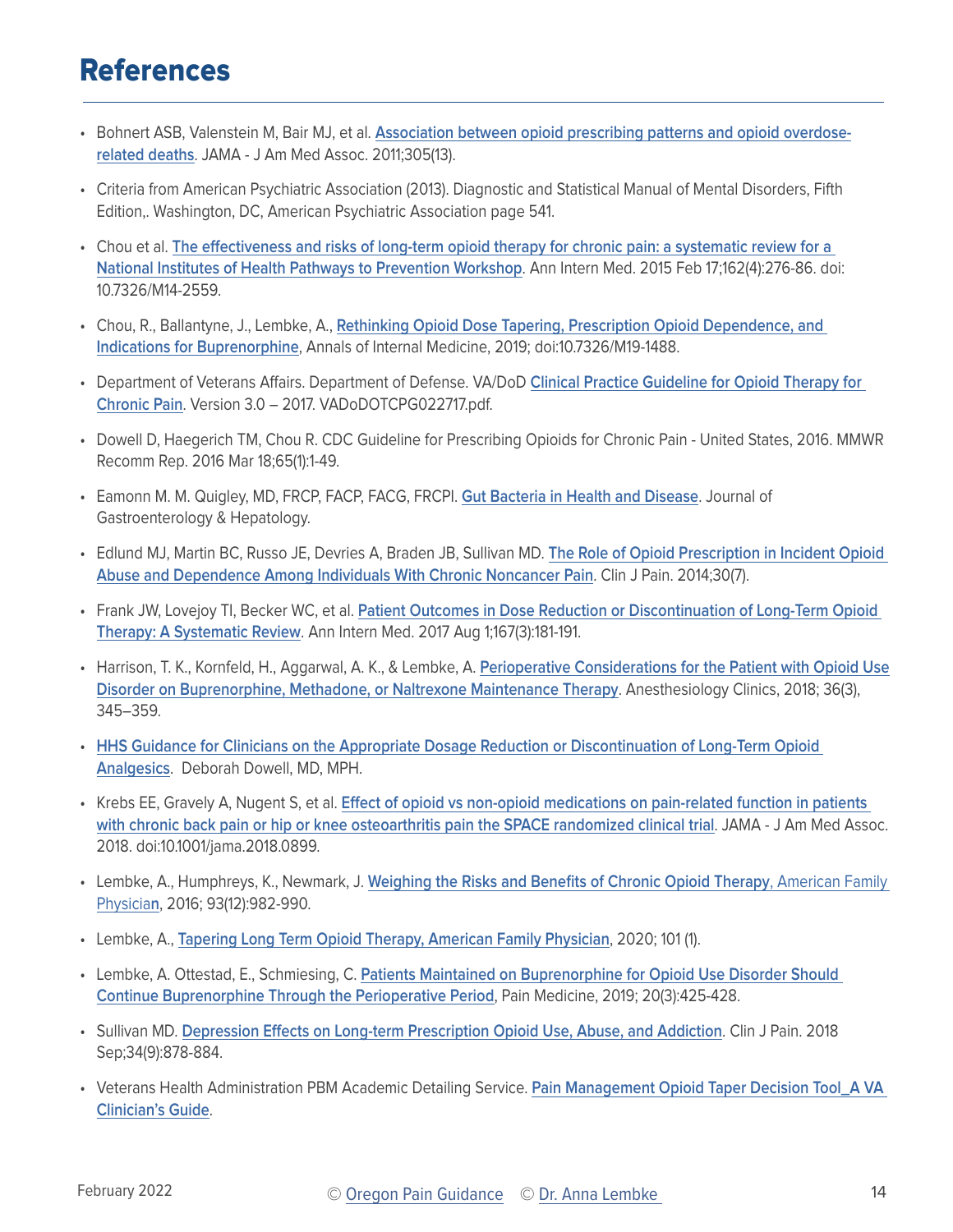# References

- Bohnert ASB, Valenstein M, Bair MJ, et al. Association between opioid prescribing patterns and opioid overdose-related deaths. JAMA - J Am Med Assoc. 2011;305(13).
- Criteria from American Psychiatric Association (2013). Diagnostic and Statistical Manual of Mental Disorders, Fifth Edition,. Washington, DC, American Psychiatric Association page 541.
- Chou et al. The effectiveness and risks of long-term opioid therapy for chronic pain: a systematic review for a National Institutes of Health Pathways to Prevention Workshop. Ann Intern Med. 2015 Feb 17;162(4):276-86. doi: 10.7326/M14-2559.
- Chou, R., Ballantyne, J., Lembke, A., Rethinking Opioid Dose Tapering, Prescription Opioid Dependence, and Indications for Buprenorphine, Annals of Internal Medicine, 2019; doi:10.7326/M19-1488.
- Department of Veterans Affairs. Department of Defense. VA/DoD Clinical Practice Guideline for Opioid Therapy for Chronic Pain. Version 3.0 – 2017. VADoDOTCPG022717.pdf.
- Dowell D, Haegerich TM, Chou R. CDC Guideline for Prescribing Opioids for Chronic Pain - United States, 2016. MMWR Recomm Rep. 2016 Mar 18;65(1):1-49.
- Eamonn M. M. Quigley, MD, FRCP, FACP, FACG, FRCPI. Gut Bacteria in Health and Disease. Journal of Gastroenterology & Hepatology.
- Edlund MJ, Martin BC, Russo JE, Devries A, Braden JB, Sullivan MD. The Role of Opioid Prescription in Incident Opioid Abuse and Dependence Among Individuals With Chronic Noncancer Pain. Clin J Pain. 2014;30(7).
- Frank JW, Lovejoy TI, Becker WC, et al. Patient Outcomes in Dose Reduction or Discontinuation of Long-Term Opioid Therapy: A Systematic Review. Ann Intern Med. 2017 Aug 1;167(3):181-191.
- Harrison, T. K., Kornfeld, H., Aggarwal, A. K., & Lembke, A. Perioperative Considerations for the Patient with Opioid Use Disorder on Buprenorphine, Methadone, or Naltrexone Maintenance Therapy. Anesthesiology Clinics, 2018; 36(3), 345–359.
- HHS Guidance for Clinicians on the Appropriate Dosage Reduction or Discontinuation of Long-Term Opioid Analgesics. Deborah Dowell, MD, MPH.
- Krebs EE, Gravely A, Nugent S, et al. Effect of opioid vs non-opioid medications on pain-related function in patients with chronic back pain or hip or knee osteoarthritis pain the SPACE randomized clinical trial. JAMA - J Am Med Assoc. 2018. doi:10.1001/jama.2018.0899.
- Lembke, A., Humphreys, K., Newmark, J. Weighing the Risks and Benefits of Chronic Opioid Therapy, American Family Physician, 2016; 93(12):982-990.
- Lembke, A., Tapering Long Term Opioid Therapy, American Family Physician, 2020; 101 (1).
- Lembke, A. Ottestad, E., Schmiesing, C. Patients Maintained on Buprenorphine for Opioid Use Disorder Should Continue Buprenorphine Through the Perioperative Period, Pain Medicine, 2019; 20(3):425-428.
- Sullivan MD. Depression Effects on Long-term Prescription Opioid Use, Abuse, and Addiction. Clin J Pain. 2018 Sep;34(9):878-884.
- Veterans Health Administration PBM Academic Detailing Service. Pain Management Opioid Taper Decision Tool_A VA Clinician's Guide.

February 2022 © Oregon Pain Guidance © Dr. Anna Lembke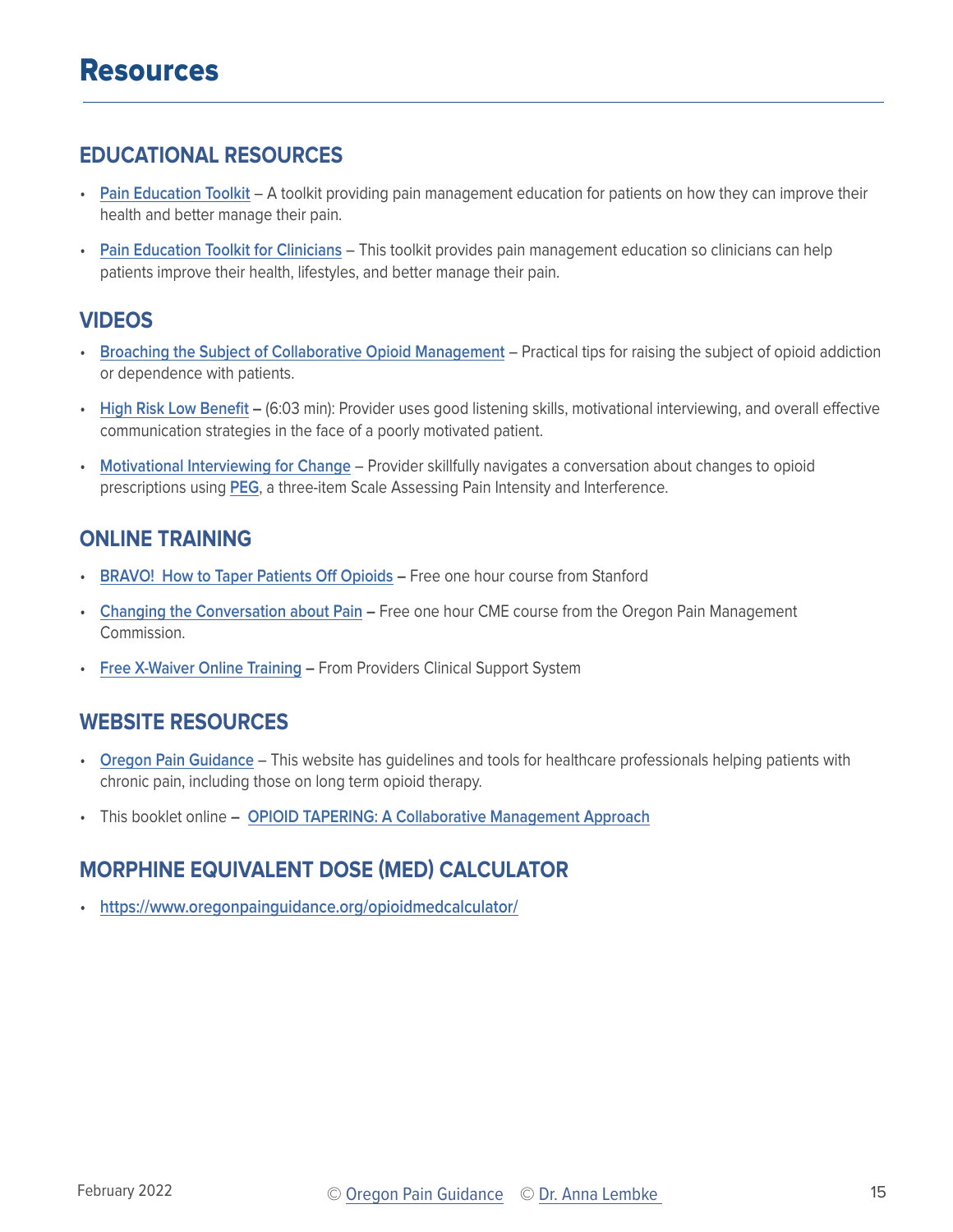# Resources

## EDUCATIONAL RESOURCES

- Pain Education Toolkit – A toolkit providing pain management education for patients on how they can improve their health and better manage their pain.
- Pain Education Toolkit for Clinicians – This toolkit provides pain management education so clinicians can help patients improve their health, lifestyles, and better manage their pain.

## VIDEOS

- Broaching the Subject of Collaborative Opioid Management – Practical tips for raising the subject of opioid addiction or dependence with patients.
- High Risk Low Benefit – (6:03 min): Provider uses good listening skills, motivational interviewing, and overall effective communication strategies in the face of a poorly motivated patient.
- Motivational Interviewing for Change – Provider skillfully navigates a conversation about changes to opioid prescriptions using PEG, a three-item Scale Assessing Pain Intensity and Interference.

## ONLINE TRAINING

- BRAVO! How to Taper Patients Off Opioids – Free one hour course from Stanford
- Changing the Conversation about Pain – Free one hour CME course from the Oregon Pain Management Commission.
- Free X-Waiver Online Training – From Providers Clinical Support System

## WEBSITE RESOURCES

- Oregon Pain Guidance – This website has guidelines and tools for healthcare professionals helping patients with chronic pain, including those on long term opioid therapy.
- This booklet online – OPIOID TAPERING: A Collaborative Management Approach

## MORPHINE EQUIVALENT DOSE (MED) CALCULATOR

- https://www.oregonpainguidance.org/opioidmedcalculator/

February 2022 © Oregon Pain Guidance © Dr. Anna Lembke